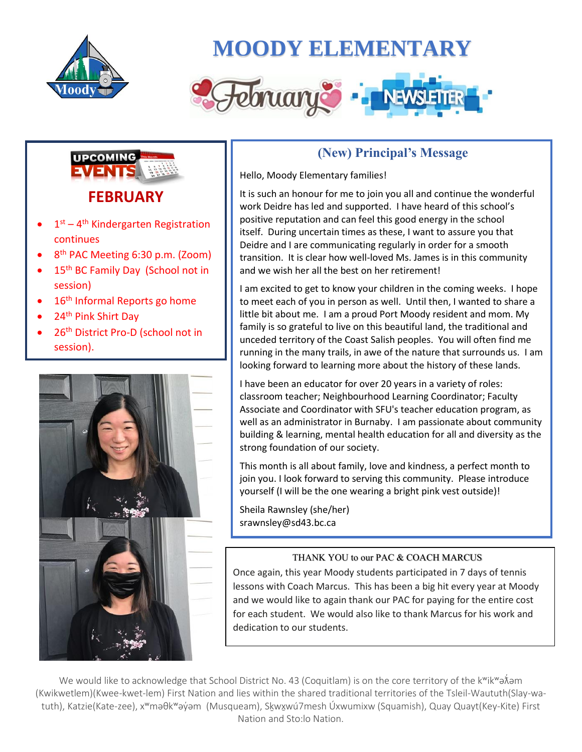# MOODY ELEMENTARY

## February Newsletter

## UPCOMING EVENTS

### FEBRUARY

- 1st – 4th Kindergarten Registration continues
- 8th PAC Meeting 6:30 p.m. (Zoom)
- 15th BC Family Day (School not in session)
- 16th Informal Reports go home
- 24th Pink Shirt Day
- 26th District Pro-D (school not in session).

## (New) Principal's Message

Hello, Moody Elementary families!

It is such an honour for me to join you all and continue the wonderful work Deidre has led and supported. I have heard of this school's positive reputation and can feel this good energy in the school itself. During uncertain times as these, I want to assure you that Deidre and I are communicating regularly in order for a smooth transition. It is clear how well-loved Ms. James is in this community and we wish her all the best on her retirement!

I am excited to get to know your children in the coming weeks. I hope to meet each of you in person as well. Until then, I wanted to share a little bit about me. I am a proud Port Moody resident and mom. My family is so grateful to live on this beautiful land, the traditional and unceded territory of the Coast Salish peoples. You will often find me running in the many trails, in awe of the nature that surrounds us. I am looking forward to learning more about the history of these lands.

I have been an educator for over 20 years in a variety of roles: classroom teacher; Neighbourhood Learning Coordinator; Faculty Associate and Coordinator with SFU's teacher education program, as well as an administrator in Burnaby. I am passionate about community building & learning, mental health education for all and diversity as the strong foundation of our society.

This month is all about family, love and kindness, a perfect month to join you. I look forward to serving this community. Please introduce yourself (I will be the one wearing a bright pink vest outside)!

Sheila Rawnsley (she/her)
srawnsley@sd43.bc.ca

### THANK YOU to our PAC & COACH MARCUS

Once again, this year Moody students participated in 7 days of tennis lessons with Coach Marcus. This has been a big hit every year at Moody and we would like to again thank our PAC for paying for the entire cost for each student. We would also like to thank Marcus for his work and dedication to our students.

We would like to acknowledge that School District No. 43 (Coquitlam) is on the core territory of the kʷikʷəƛ̓əm (Kwikwetlem)(Kwee-kwet-lem) First Nation and lies within the shared traditional territories of the Tsleil-Waututh(Slay-wa-tuth), Katzie(Kate-zee), xʷməθkʷəy̓əm (Musqueam), Sḵwx̱wú7mesh Úxwumixw (Squamish), Quay Quayt(Key-Kite) First Nation and Sto:lo Nation.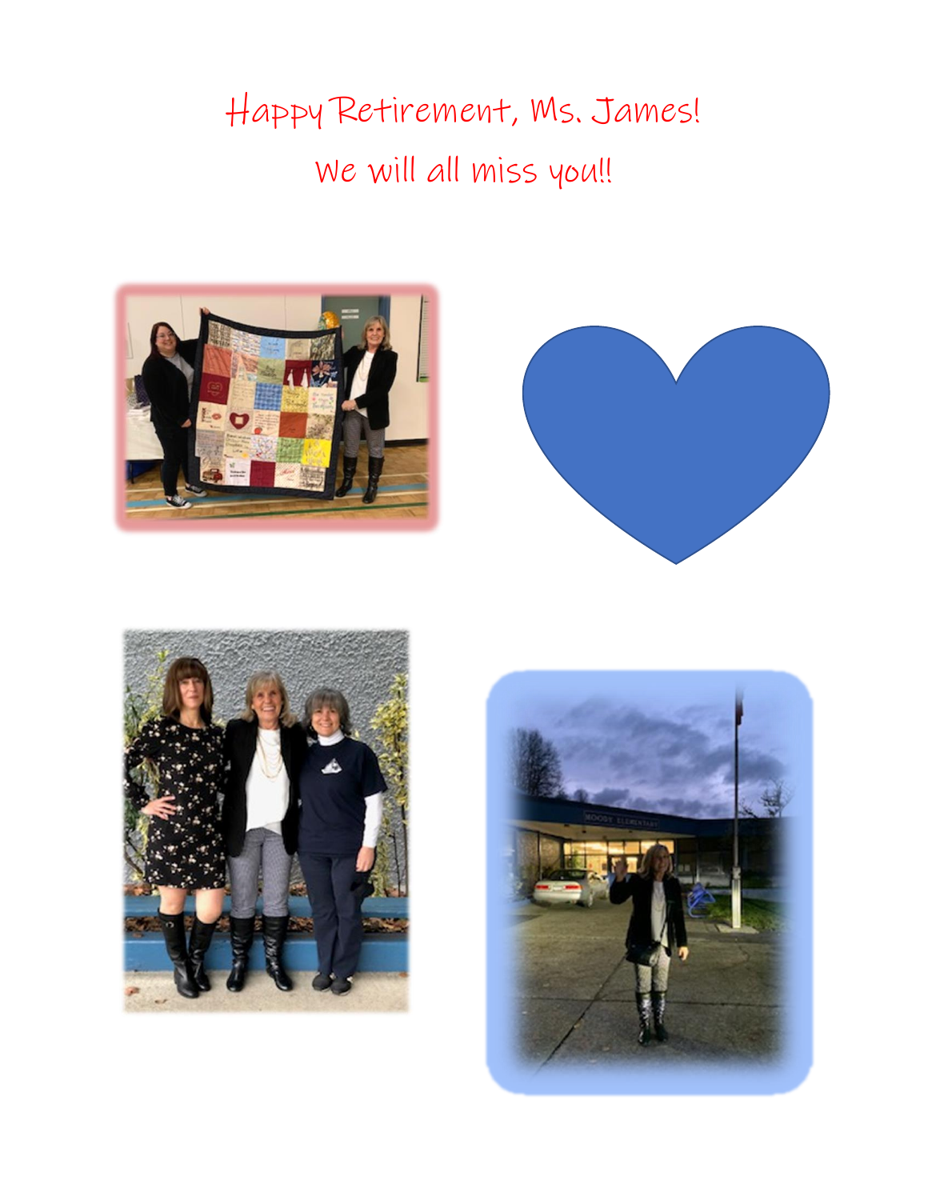Happy Retirement, Ms. James!

We will all miss you!!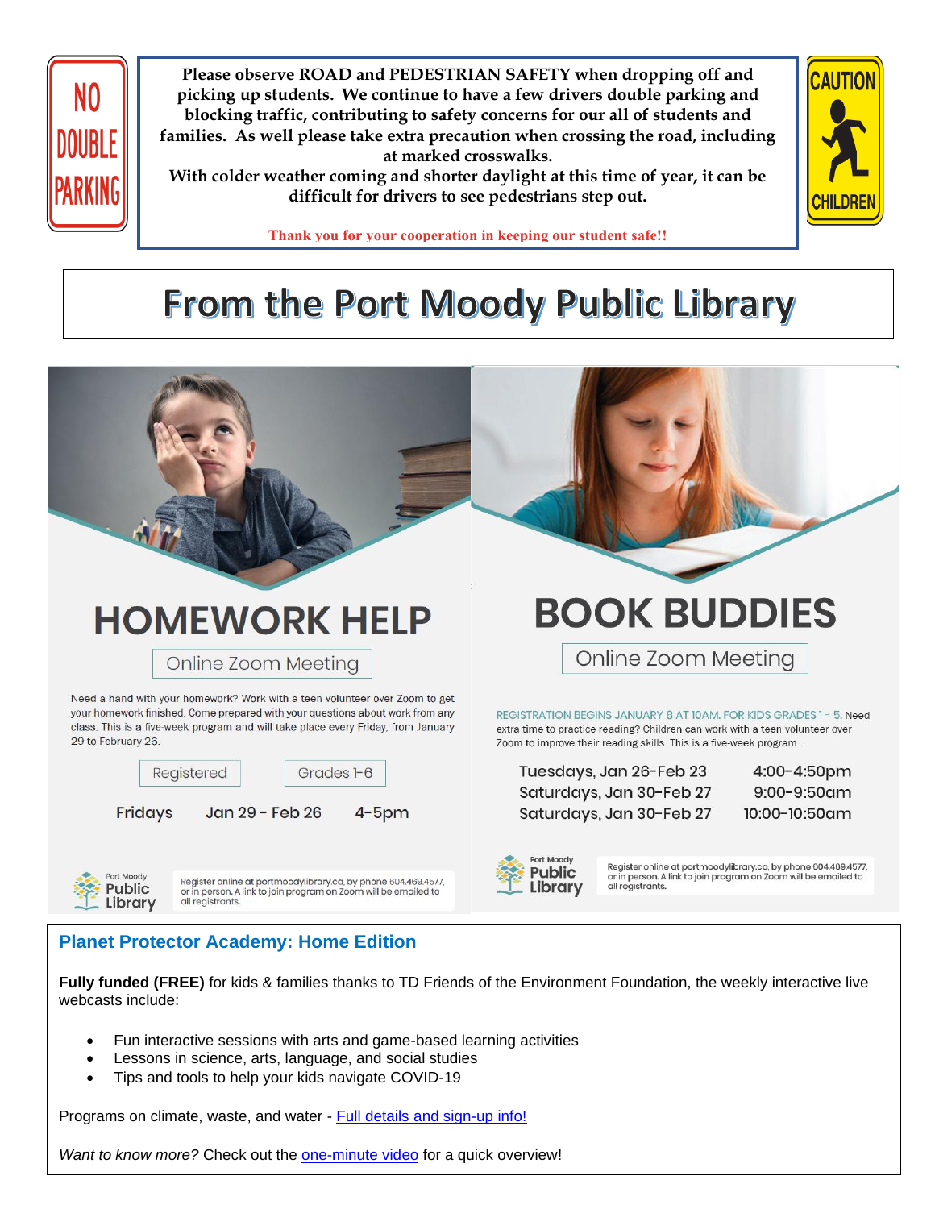NO DOUBLE PARKING

**Please observe ROAD and PEDESTRIAN SAFETY when dropping off and picking up students. We continue to have a few drivers double parking and blocking traffic, contributing to safety concerns for our all of students and families. As well please take extra precaution when crossing the road, including at marked crosswalks.**
**With colder weather coming and shorter daylight at this time of year, it can be difficult for drivers to see pedestrians step out.**

**Thank you for your cooperation in keeping our student safe!!**

CAUTION CHILDREN

# From the Port Moody Public Library

## HOMEWORK HELP

Online Zoom Meeting

Need a hand with your homework? Work with a teen volunteer over Zoom to get your homework finished. Come prepared with your questions about work from any class. This is a five-week program and will take place every Friday, from January 29 to February 26.

Registered | Grades 1-6

Fridays Jan 29 - Feb 26 4-5pm

Port Moody Public Library

Register online at portmoodylibrary.ca, by phone 604.469.4577, or in person. A link to join program on Zoom will be emailed to all registrants.

## BOOK BUDDIES

Online Zoom Meeting

REGISTRATION BEGINS JANUARY 8 AT 10AM. FOR KIDS GRADES 1 - 5. Need extra time to practice reading? Children can work with a teen volunteer over Zoom to improve their reading skills. This is a five-week program.

| | |
|---|---|
| Tuesdays, Jan 26-Feb 23 | 4:00-4:50pm |
| Saturdays, Jan 30-Feb 27 | 9:00-9:50am |
| Saturdays, Jan 30-Feb 27 | 10:00-10:50am |

Port Moody Public Library

Register online at portmoodylibrary.ca, by phone 604.469.4577, or in person. A link to join program on Zoom will be emailed to all registrants.

## Planet Protector Academy: Home Edition

**Fully funded (FREE)** for kids & families thanks to TD Friends of the Environment Foundation, the weekly interactive live webcasts include:

- Fun interactive sessions with arts and game-based learning activities
- Lessons in science, arts, language, and social studies
- Tips and tools to help your kids navigate COVID-19

Programs on climate, waste, and water - Full details and sign-up info!

*Want to know more?* Check out the one-minute video for a quick overview!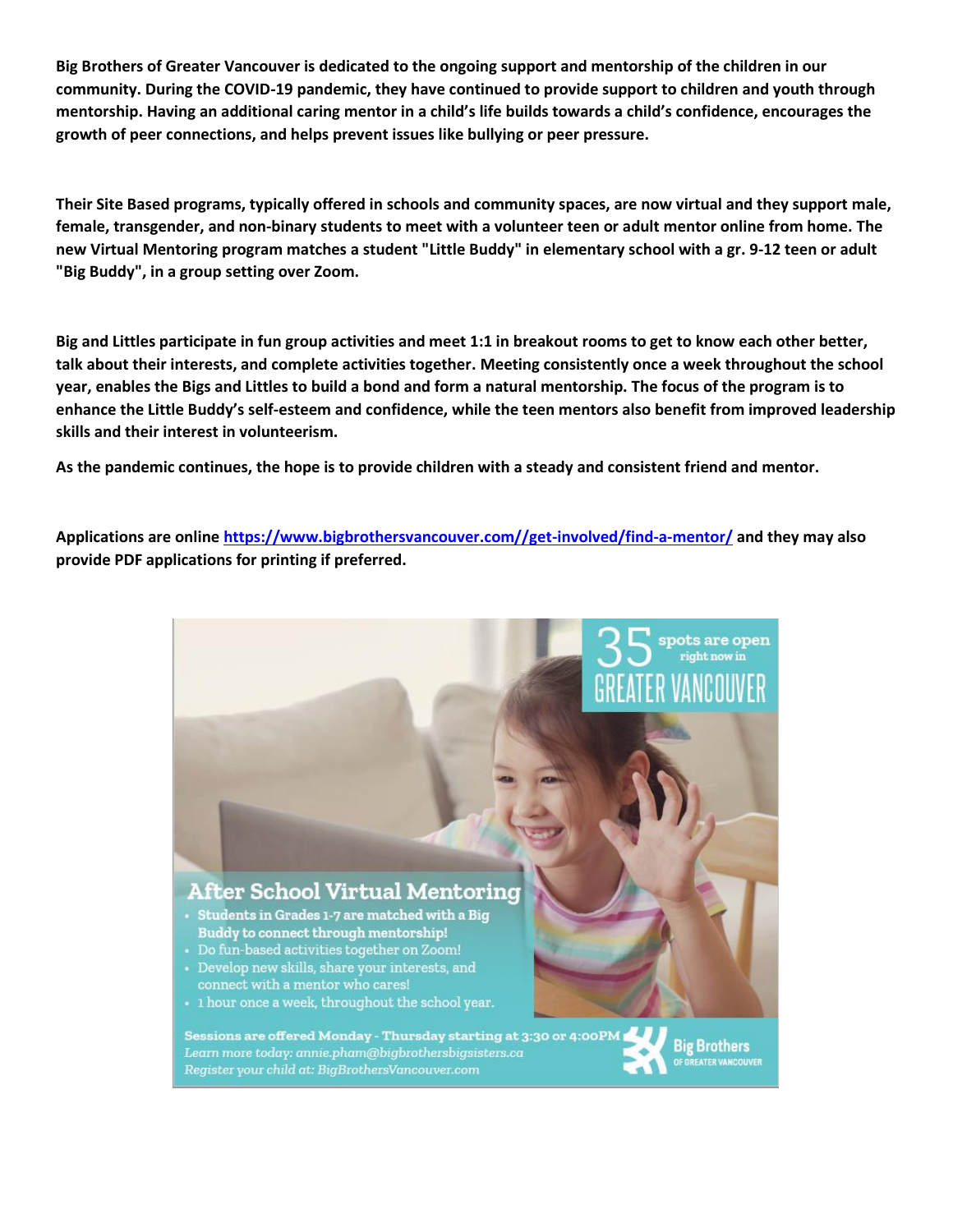**Big Brothers of Greater Vancouver is dedicated to the ongoing support and mentorship of the children in our community. During the COVID-19 pandemic, they have continued to provide support to children and youth through mentorship. Having an additional caring mentor in a child's life builds towards a child's confidence, encourages the growth of peer connections, and helps prevent issues like bullying or peer pressure.**

**Their Site Based programs, typically offered in schools and community spaces, are now virtual and they support male, female, transgender, and non-binary students to meet with a volunteer teen or adult mentor online from home. The new Virtual Mentoring program matches a student "Little Buddy" in elementary school with a gr. 9-12 teen or adult "Big Buddy", in a group setting over Zoom.**

**Big and Littles participate in fun group activities and meet 1:1 in breakout rooms to get to know each other better, talk about their interests, and complete activities together. Meeting consistently once a week throughout the school year, enables the Bigs and Littles to build a bond and form a natural mentorship. The focus of the program is to enhance the Little Buddy's self-esteem and confidence, while the teen mentors also benefit from improved leadership skills and their interest in volunteerism.**

**As the pandemic continues, the hope is to provide children with a steady and consistent friend and mentor.**

**Applications are online [https://www.bigbrothersvancouver.com//get-involved/find-a-mentor/](https://www.bigbrothersvancouver.com//get-involved/find-a-mentor/) and they may also provide PDF applications for printing if preferred.**

35 spots are open right now in GREATER VANCOUVER

## After School Virtual Mentoring

- Students in Grades 1-7 are matched with a Big Buddy to connect through mentorship!
- Do fun-based activities together on Zoom!
- Develop new skills, share your interests, and connect with a mentor who cares!
- 1 hour once a week, throughout the school year.

**Sessions are offered Monday - Thursday starting at 3:30 or 4:00PM**

*Learn more today: annie.pham@bigbrothersbigsisters.ca*

*Register your child at: BigBrothersVancouver.com*

Big Brothers OF GREATER VANCOUVER